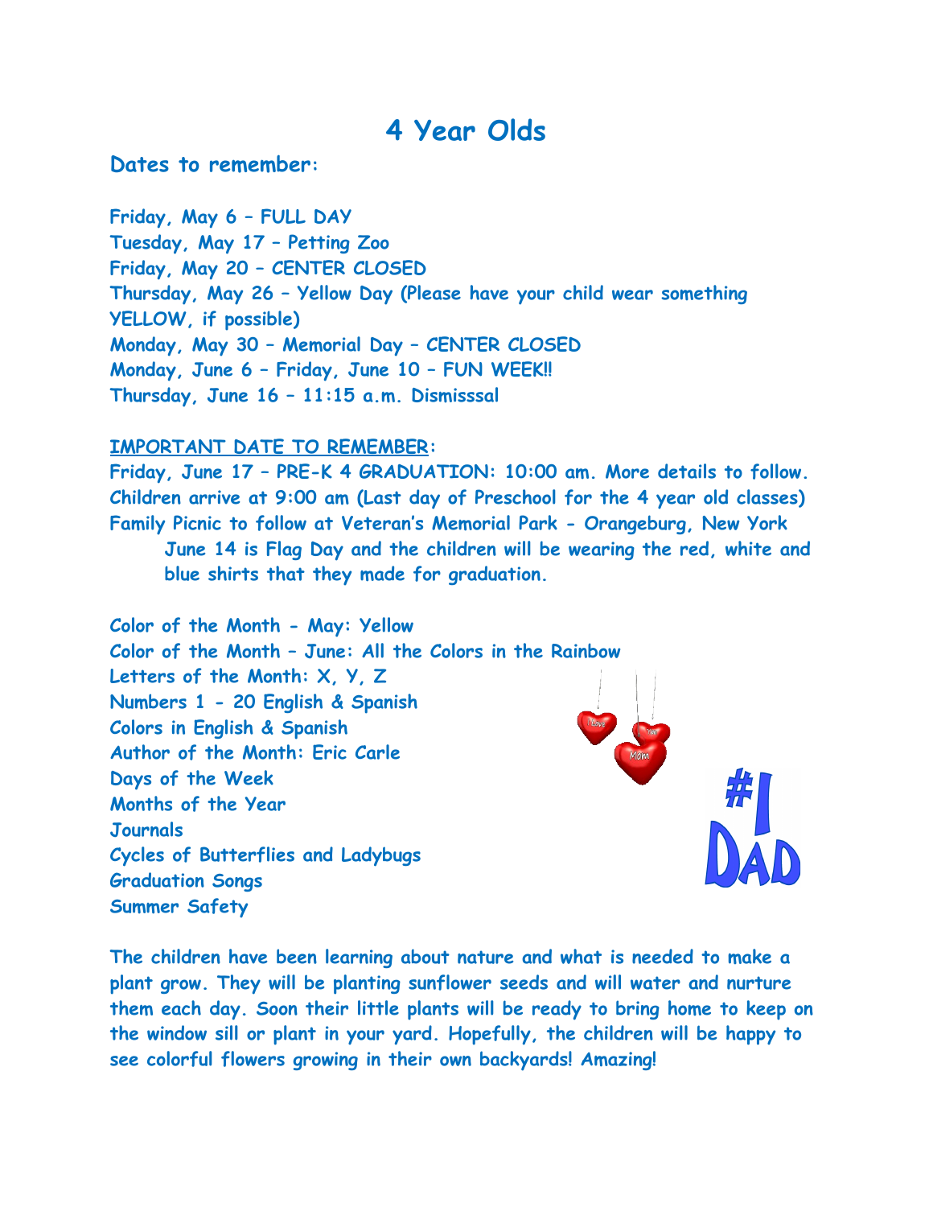# 4 Year Olds

**Dates to remember:**

**Friday, May 6 – FULL DAY**
**Tuesday, May 17 – Petting Zoo**
**Friday, May 20 – CENTER CLOSED**
**Thursday, May 26 – Yellow Day (Please have your child wear something YELLOW, if possible)**
**Monday, May 30 – Memorial Day – CENTER CLOSED**
**Monday, June 6 – Friday, June 10 – FUN WEEK!!**
**Thursday, June 16 – 11:15 a.m. Dismisssal**

**<u>IMPORTANT DATE TO REMEMBER</u>:**
**Friday, June 17 – PRE-K 4 GRADUATION: 10:00 am. More details to follow. Children arrive at 9:00 am (Last day of Preschool for the 4 year old classes)**
**Family Picnic to follow at Veteran's Memorial Park - Orangeburg, New York**
**June 14 is Flag Day and the children will be wearing the red, white and blue shirts that they made for graduation.**

**Color of the Month - May: Yellow**
**Color of the Month – June: All the Colors in the Rainbow**
**Letters of the Month: X, Y, Z**
**Numbers 1 - 20 English & Spanish**
**Colors in English & Spanish**
**Author of the Month: Eric Carle**
**Days of the Week**
**Months of the Year**
**Journals**
**Cycles of Butterflies and Ladybugs**
**Graduation Songs**
**Summer Safety**

**The children have been learning about nature and what is needed to make a plant grow. They will be planting sunflower seeds and will water and nurture them each day. Soon their little plants will be ready to bring home to keep on the window sill or plant in your yard. Hopefully, the children will be happy to see colorful flowers growing in their own backyards! Amazing!**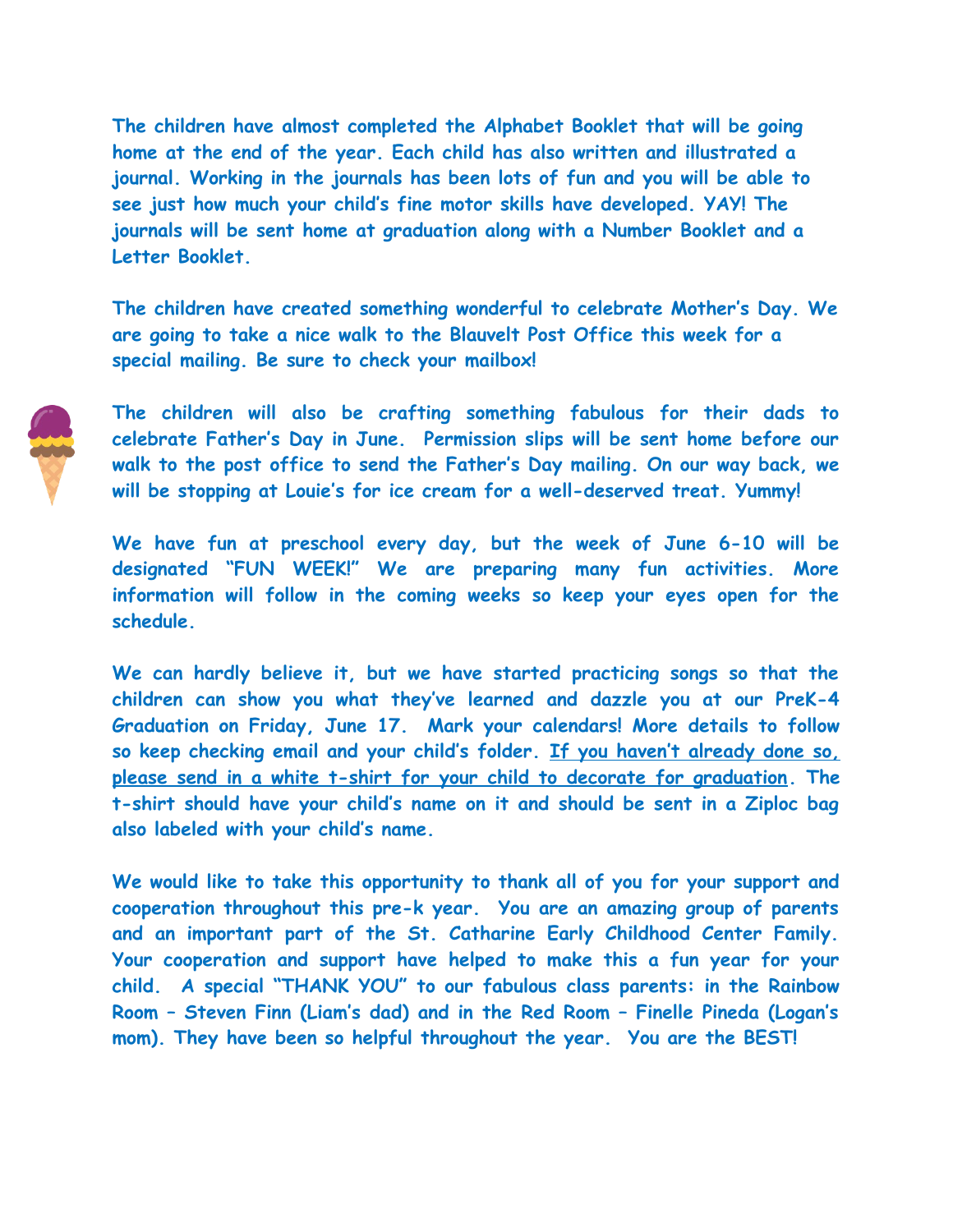**The children have almost completed the Alphabet Booklet that will be going home at the end of the year. Each child has also written and illustrated a journal. Working in the journals has been lots of fun and you will be able to see just how much your child's fine motor skills have developed. YAY! The journals will be sent home at graduation along with a Number Booklet and a Letter Booklet.**

**The children have created something wonderful to celebrate Mother's Day. We are going to take a nice walk to the Blauvelt Post Office this week for a special mailing. Be sure to check your mailbox!**

**The children will also be crafting something fabulous for their dads to celebrate Father's Day in June. Permission slips will be sent home before our walk to the post office to send the Father's Day mailing. On our way back, we will be stopping at Louie's for ice cream for a well-deserved treat. Yummy!**

**We have fun at preschool every day, but the week of June 6-10 will be designated "FUN WEEK!" We are preparing many fun activities. More information will follow in the coming weeks so keep your eyes open for the schedule.**

**We can hardly believe it, but we have started practicing songs so that the children can show you what they've learned and dazzle you at our PreK-4 Graduation on Friday, June 17. Mark your calendars! More details to follow so keep checking email and your child's folder. <u>If you haven't already done so, please send in a white t-shirt for your child to decorate for graduation</u>. The t-shirt should have your child's name on it and should be sent in a Ziploc bag also labeled with your child's name.**

**We would like to take this opportunity to thank all of you for your support and cooperation throughout this pre-k year. You are an amazing group of parents and an important part of the St. Catharine Early Childhood Center Family. Your cooperation and support have helped to make this a fun year for your child. A special "THANK YOU" to our fabulous class parents: in the Rainbow Room – Steven Finn (Liam's dad) and in the Red Room – Finelle Pineda (Logan's mom). They have been so helpful throughout the year. You are the BEST!**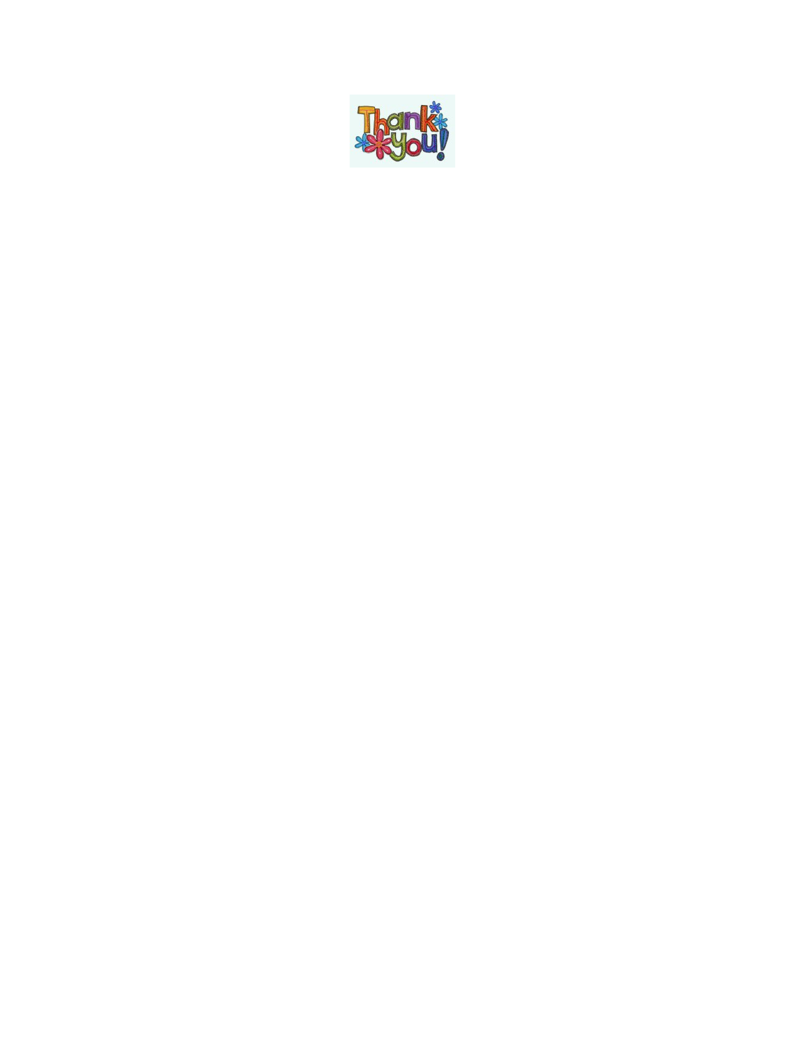Thank you!